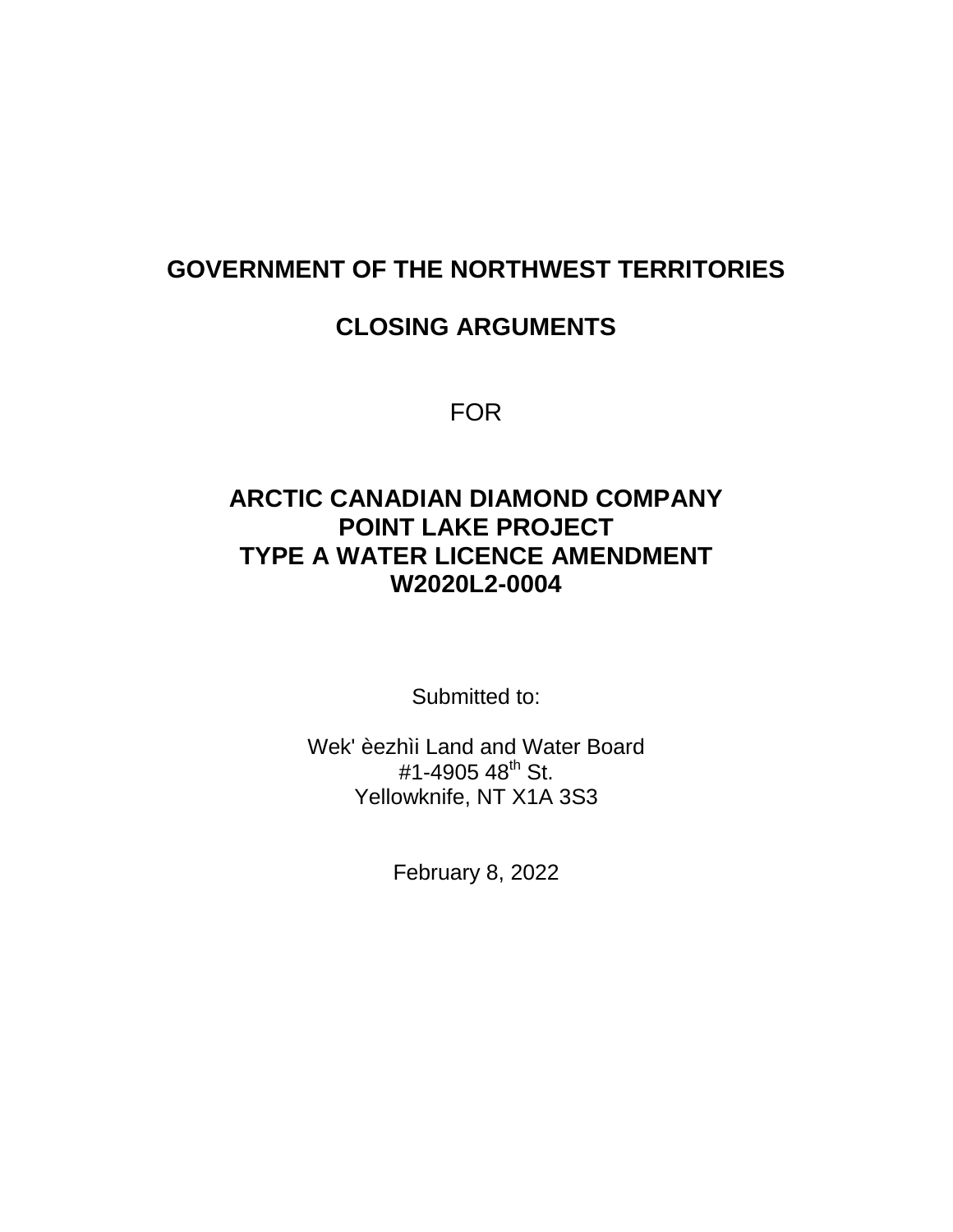# GOVERNMENT OF THE NORTHWEST TERRITORIES

# CLOSING ARGUMENTS

FOR

## ARCTIC CANADIAN DIAMOND COMPANY
## POINT LAKE PROJECT
## TYPE A WATER LICENCE AMENDMENT
## W2020L2-0004

Submitted to:

Wek' èezhìi Land and Water Board
#1-4905 48th St.
Yellowknife, NT X1A 3S3

February 8, 2022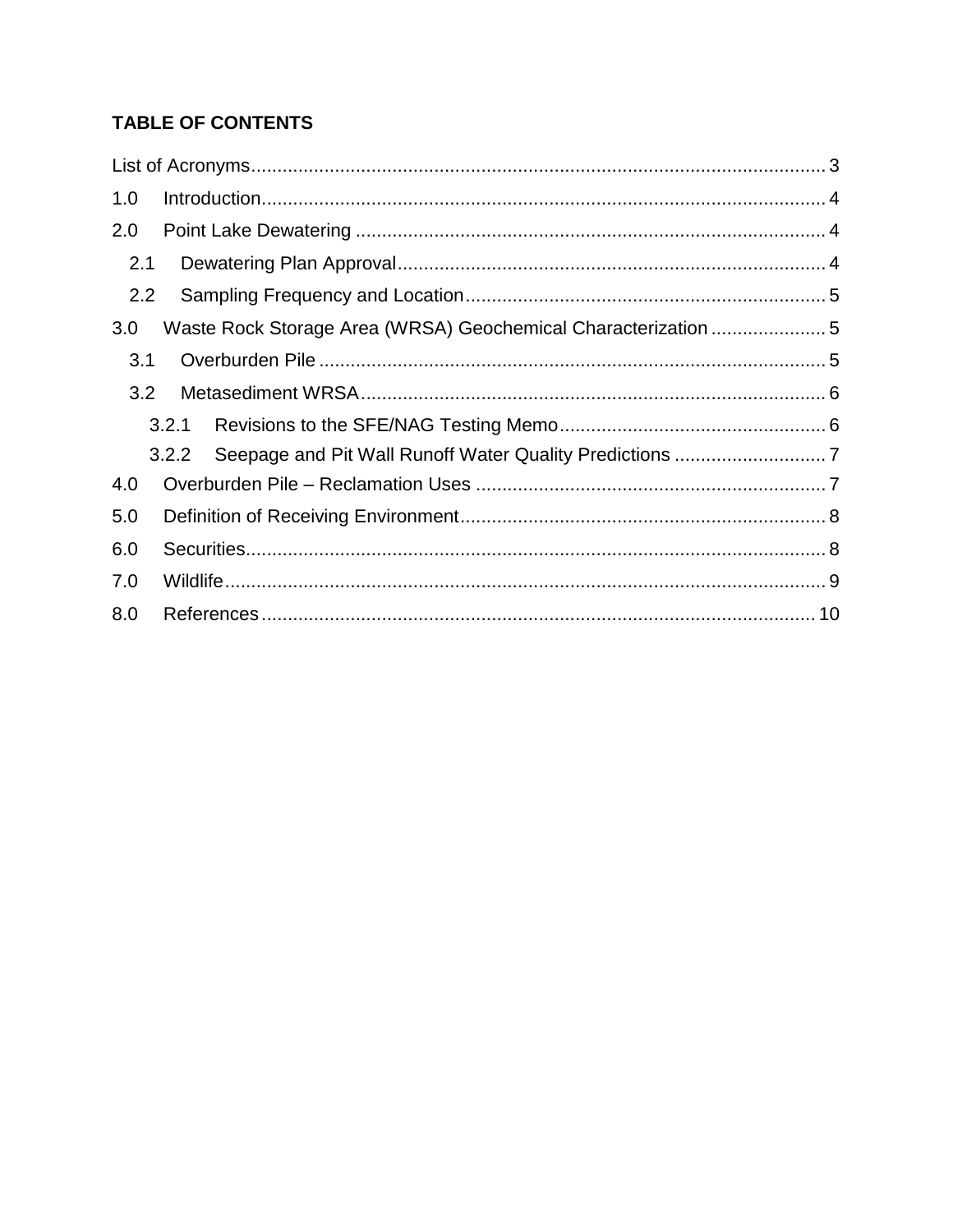**TABLE OF CONTENTS**

List of Acronyms .......... 3
1.0 Introduction .......... 4
2.0 Point Lake Dewatering .......... 4
  2.1 Dewatering Plan Approval .......... 4
  2.2 Sampling Frequency and Location .......... 5
3.0 Waste Rock Storage Area (WRSA) Geochemical Characterization .......... 5
  3.1 Overburden Pile .......... 5
  3.2 Metasediment WRSA .......... 6
    3.2.1 Revisions to the SFE/NAG Testing Memo .......... 6
    3.2.2 Seepage and Pit Wall Runoff Water Quality Predictions .......... 7
4.0 Overburden Pile – Reclamation Uses .......... 7
5.0 Definition of Receiving Environment .......... 8
6.0 Securities .......... 8
7.0 Wildlife .......... 9
8.0 References .......... 10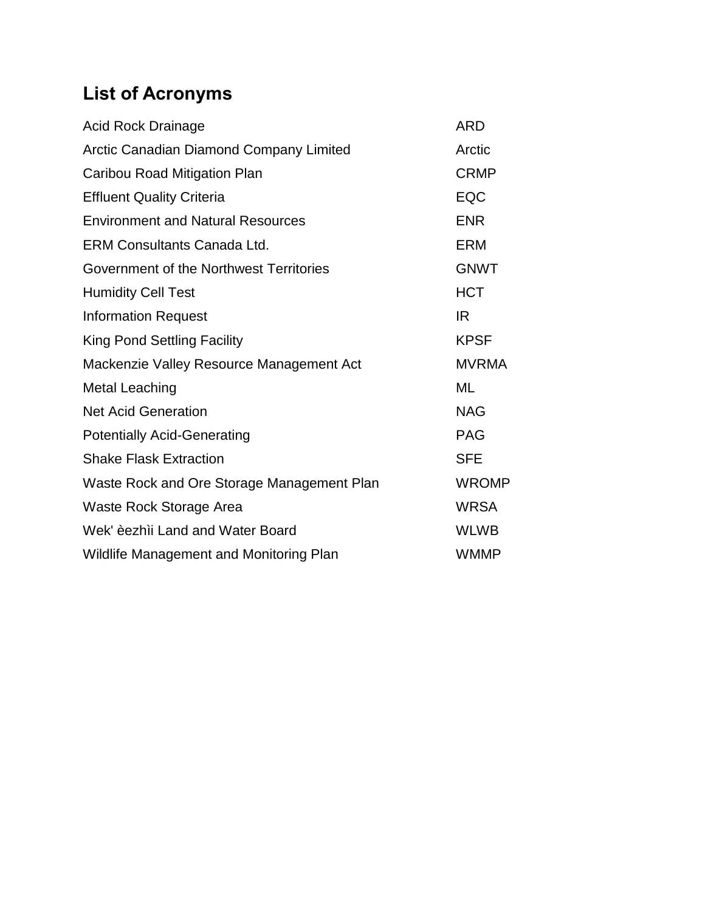## List of Acronyms

| | |
|---|---|
| Acid Rock Drainage | ARD |
| Arctic Canadian Diamond Company Limited | Arctic |
| Caribou Road Mitigation Plan | CRMP |
| Effluent Quality Criteria | EQC |
| Environment and Natural Resources | ENR |
| ERM Consultants Canada Ltd. | ERM |
| Government of the Northwest Territories | GNWT |
| Humidity Cell Test | HCT |
| Information Request | IR |
| King Pond Settling Facility | KPSF |
| Mackenzie Valley Resource Management Act | MVRMA |
| Metal Leaching | ML |
| Net Acid Generation | NAG |
| Potentially Acid-Generating | PAG |
| Shake Flask Extraction | SFE |
| Waste Rock and Ore Storage Management Plan | WROMP |
| Waste Rock Storage Area | WRSA |
| Wek' èezhìi Land and Water Board | WLWB |
| Wildlife Management and Monitoring Plan | WMMP |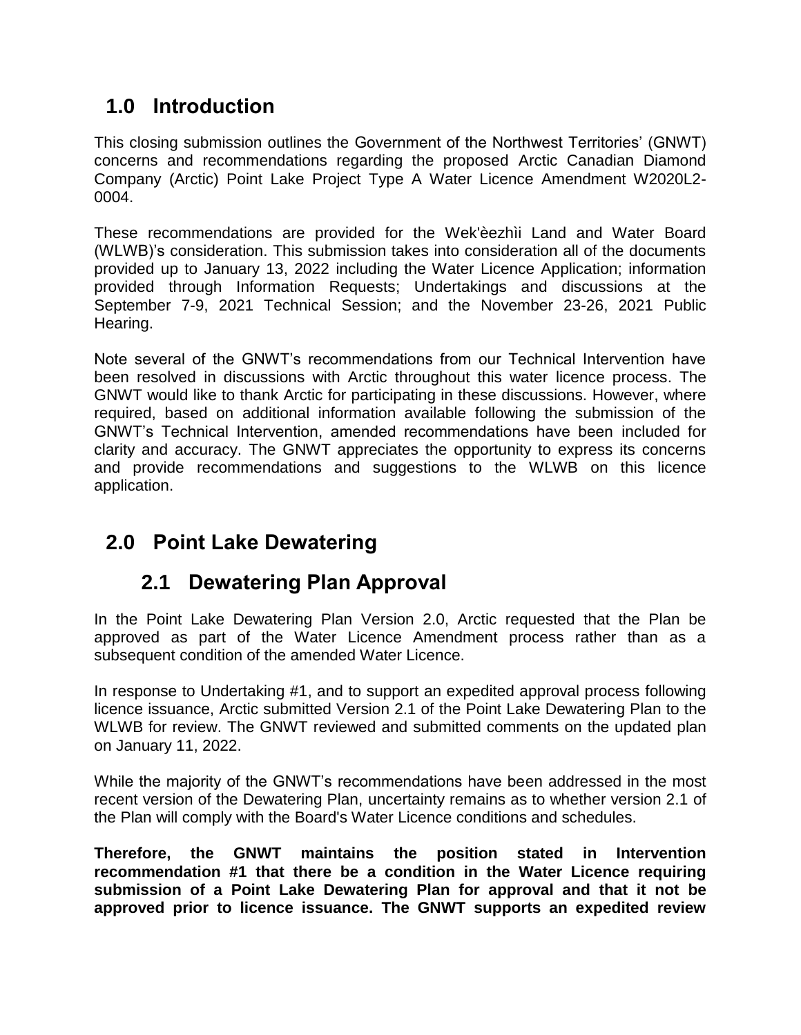# 1.0 Introduction

This closing submission outlines the Government of the Northwest Territories' (GNWT) concerns and recommendations regarding the proposed Arctic Canadian Diamond Company (Arctic) Point Lake Project Type A Water Licence Amendment W2020L2-0004.

These recommendations are provided for the Wek'èezhìi Land and Water Board (WLWB)'s consideration. This submission takes into consideration all of the documents provided up to January 13, 2022 including the Water Licence Application; information provided through Information Requests; Undertakings and discussions at the September 7-9, 2021 Technical Session; and the November 23-26, 2021 Public Hearing.

Note several of the GNWT's recommendations from our Technical Intervention have been resolved in discussions with Arctic throughout this water licence process. The GNWT would like to thank Arctic for participating in these discussions. However, where required, based on additional information available following the submission of the GNWT's Technical Intervention, amended recommendations have been included for clarity and accuracy. The GNWT appreciates the opportunity to express its concerns and provide recommendations and suggestions to the WLWB on this licence application.

# 2.0 Point Lake Dewatering

## 2.1 Dewatering Plan Approval

In the Point Lake Dewatering Plan Version 2.0, Arctic requested that the Plan be approved as part of the Water Licence Amendment process rather than as a subsequent condition of the amended Water Licence.

In response to Undertaking #1, and to support an expedited approval process following licence issuance, Arctic submitted Version 2.1 of the Point Lake Dewatering Plan to the WLWB for review. The GNWT reviewed and submitted comments on the updated plan on January 11, 2022.

While the majority of the GNWT's recommendations have been addressed in the most recent version of the Dewatering Plan, uncertainty remains as to whether version 2.1 of the Plan will comply with the Board's Water Licence conditions and schedules.

**Therefore, the GNWT maintains the position stated in Intervention recommendation #1 that there be a condition in the Water Licence requiring submission of a Point Lake Dewatering Plan for approval and that it not be approved prior to licence issuance. The GNWT supports an expedited review**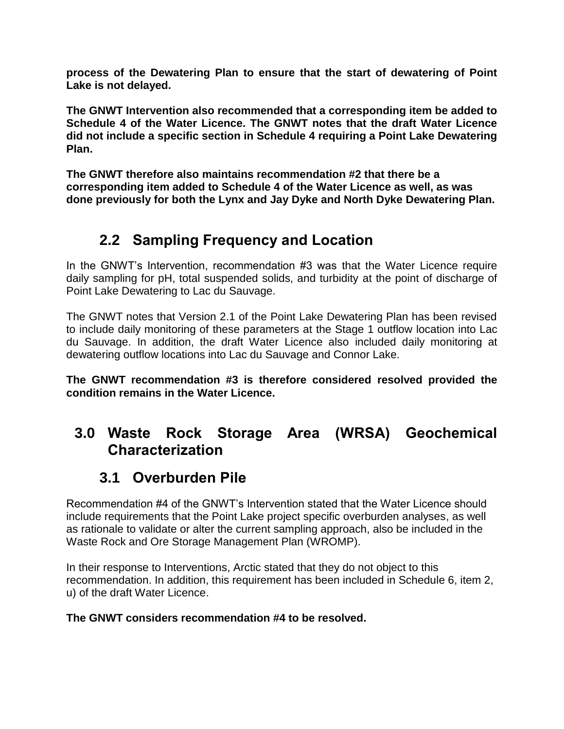**process of the Dewatering Plan to ensure that the start of dewatering of Point Lake is not delayed.**

**The GNWT Intervention also recommended that a corresponding item be added to Schedule 4 of the Water Licence. The GNWT notes that the draft Water Licence did not include a specific section in Schedule 4 requiring a Point Lake Dewatering Plan.**

**The GNWT therefore also maintains recommendation #2 that there be a corresponding item added to Schedule 4 of the Water Licence as well, as was done previously for both the Lynx and Jay Dyke and North Dyke Dewatering Plan.**

## 2.2 Sampling Frequency and Location

In the GNWT's Intervention, recommendation #3 was that the Water Licence require daily sampling for pH, total suspended solids, and turbidity at the point of discharge of Point Lake Dewatering to Lac du Sauvage.

The GNWT notes that Version 2.1 of the Point Lake Dewatering Plan has been revised to include daily monitoring of these parameters at the Stage 1 outflow location into Lac du Sauvage. In addition, the draft Water Licence also included daily monitoring at dewatering outflow locations into Lac du Sauvage and Connor Lake.

**The GNWT recommendation #3 is therefore considered resolved provided the condition remains in the Water Licence.**

# 3.0 Waste Rock Storage Area (WRSA) Geochemical Characterization

## 3.1 Overburden Pile

Recommendation #4 of the GNWT's Intervention stated that the Water Licence should include requirements that the Point Lake project specific overburden analyses, as well as rationale to validate or alter the current sampling approach, also be included in the Waste Rock and Ore Storage Management Plan (WROMP).

In their response to Interventions, Arctic stated that they do not object to this recommendation. In addition, this requirement has been included in Schedule 6, item 2, u) of the draft Water Licence.

**The GNWT considers recommendation #4 to be resolved.**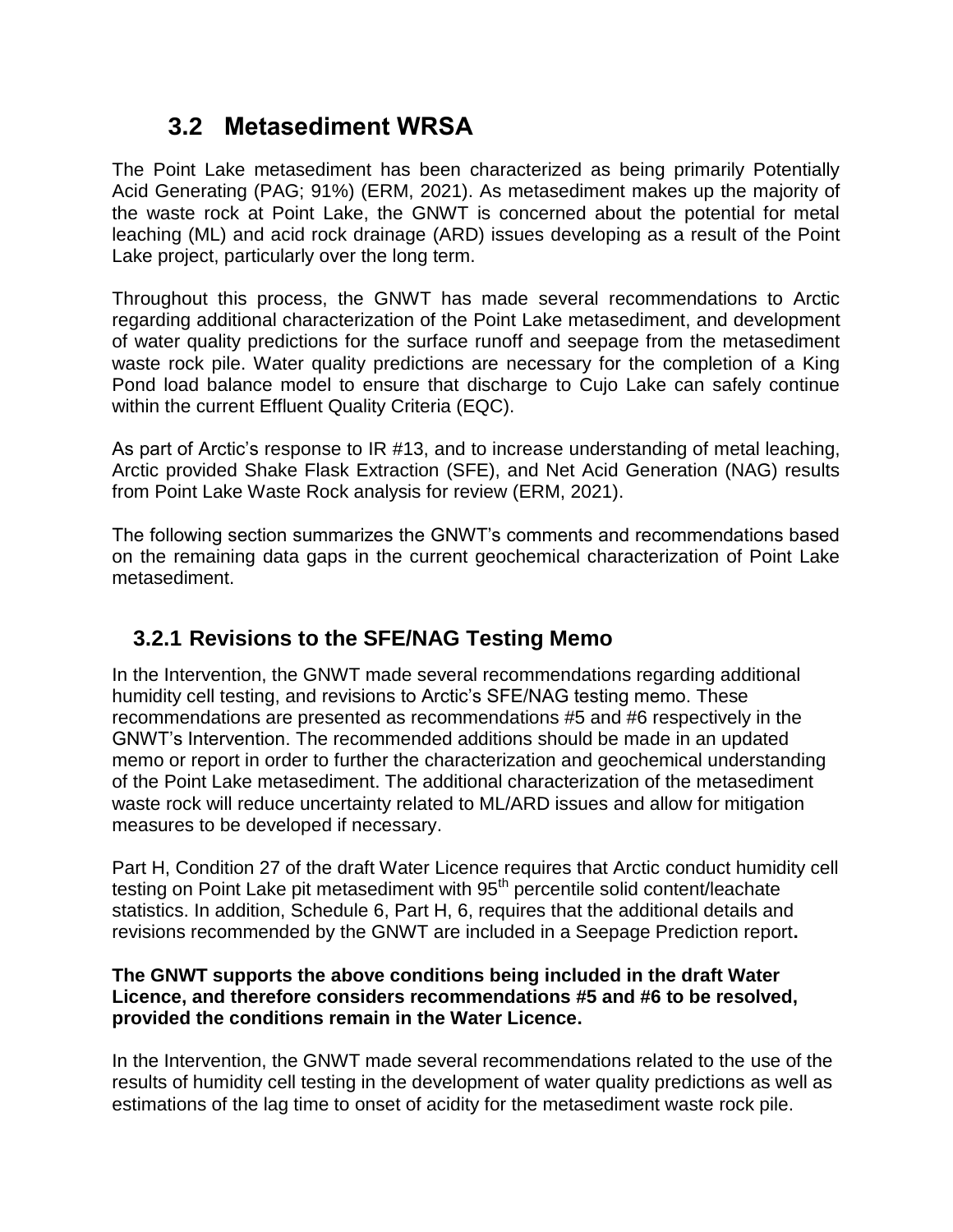## 3.2 Metasediment WRSA

The Point Lake metasediment has been characterized as being primarily Potentially Acid Generating (PAG; 91%) (ERM, 2021). As metasediment makes up the majority of the waste rock at Point Lake, the GNWT is concerned about the potential for metal leaching (ML) and acid rock drainage (ARD) issues developing as a result of the Point Lake project, particularly over the long term.

Throughout this process, the GNWT has made several recommendations to Arctic regarding additional characterization of the Point Lake metasediment, and development of water quality predictions for the surface runoff and seepage from the metasediment waste rock pile. Water quality predictions are necessary for the completion of a King Pond load balance model to ensure that discharge to Cujo Lake can safely continue within the current Effluent Quality Criteria (EQC).

As part of Arctic's response to IR #13, and to increase understanding of metal leaching, Arctic provided Shake Flask Extraction (SFE), and Net Acid Generation (NAG) results from Point Lake Waste Rock analysis for review (ERM, 2021).

The following section summarizes the GNWT's comments and recommendations based on the remaining data gaps in the current geochemical characterization of Point Lake metasediment.

### 3.2.1 Revisions to the SFE/NAG Testing Memo

In the Intervention, the GNWT made several recommendations regarding additional humidity cell testing, and revisions to Arctic's SFE/NAG testing memo. These recommendations are presented as recommendations #5 and #6 respectively in the GNWT's Intervention. The recommended additions should be made in an updated memo or report in order to further the characterization and geochemical understanding of the Point Lake metasediment. The additional characterization of the metasediment waste rock will reduce uncertainty related to ML/ARD issues and allow for mitigation measures to be developed if necessary.

Part H, Condition 27 of the draft Water Licence requires that Arctic conduct humidity cell testing on Point Lake pit metasediment with 95th percentile solid content/leachate statistics. In addition, Schedule 6, Part H, 6, requires that the additional details and revisions recommended by the GNWT are included in a Seepage Prediction report**.**

**The GNWT supports the above conditions being included in the draft Water Licence, and therefore considers recommendations #5 and #6 to be resolved, provided the conditions remain in the Water Licence.**

In the Intervention, the GNWT made several recommendations related to the use of the results of humidity cell testing in the development of water quality predictions as well as estimations of the lag time to onset of acidity for the metasediment waste rock pile.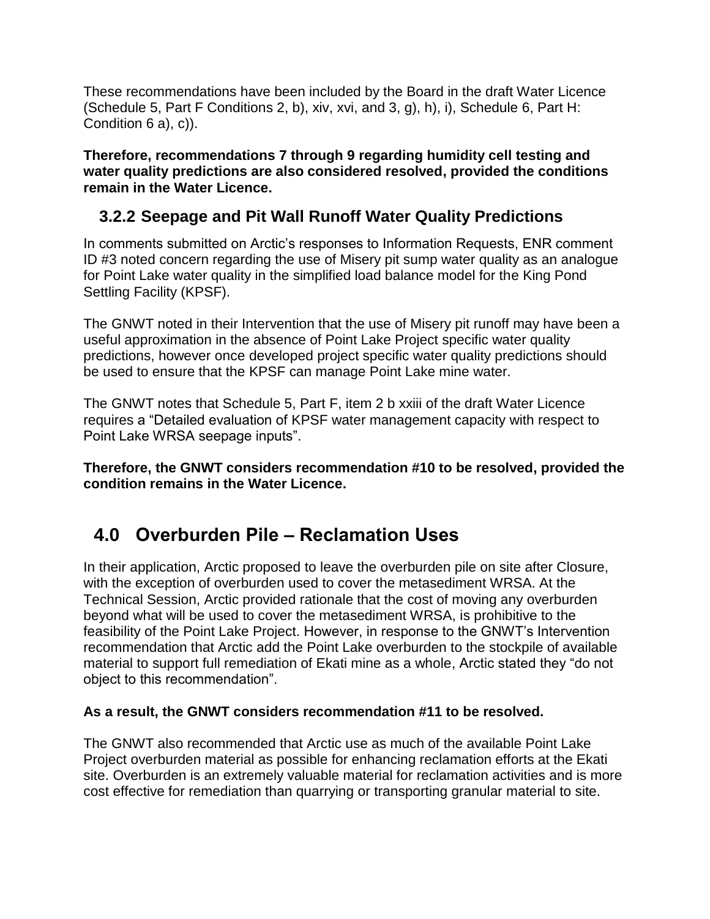These recommendations have been included by the Board in the draft Water Licence (Schedule 5, Part F Conditions 2, b), xiv, xvi, and 3, g), h), i), Schedule 6, Part H: Condition 6 a), c)).

**Therefore, recommendations 7 through 9 regarding humidity cell testing and water quality predictions are also considered resolved, provided the conditions remain in the Water Licence.**

### 3.2.2 Seepage and Pit Wall Runoff Water Quality Predictions

In comments submitted on Arctic's responses to Information Requests, ENR comment ID #3 noted concern regarding the use of Misery pit sump water quality as an analogue for Point Lake water quality in the simplified load balance model for the King Pond Settling Facility (KPSF).

The GNWT noted in their Intervention that the use of Misery pit runoff may have been a useful approximation in the absence of Point Lake Project specific water quality predictions, however once developed project specific water quality predictions should be used to ensure that the KPSF can manage Point Lake mine water.

The GNWT notes that Schedule 5, Part F, item 2 b xxiii of the draft Water Licence requires a "Detailed evaluation of KPSF water management capacity with respect to Point Lake WRSA seepage inputs".

**Therefore, the GNWT considers recommendation #10 to be resolved, provided the condition remains in the Water Licence.**

## 4.0 Overburden Pile – Reclamation Uses

In their application, Arctic proposed to leave the overburden pile on site after Closure, with the exception of overburden used to cover the metasediment WRSA. At the Technical Session, Arctic provided rationale that the cost of moving any overburden beyond what will be used to cover the metasediment WRSA, is prohibitive to the feasibility of the Point Lake Project. However, in response to the GNWT's Intervention recommendation that Arctic add the Point Lake overburden to the stockpile of available material to support full remediation of Ekati mine as a whole, Arctic stated they "do not object to this recommendation".

**As a result, the GNWT considers recommendation #11 to be resolved.**

The GNWT also recommended that Arctic use as much of the available Point Lake Project overburden material as possible for enhancing reclamation efforts at the Ekati site. Overburden is an extremely valuable material for reclamation activities and is more cost effective for remediation than quarrying or transporting granular material to site.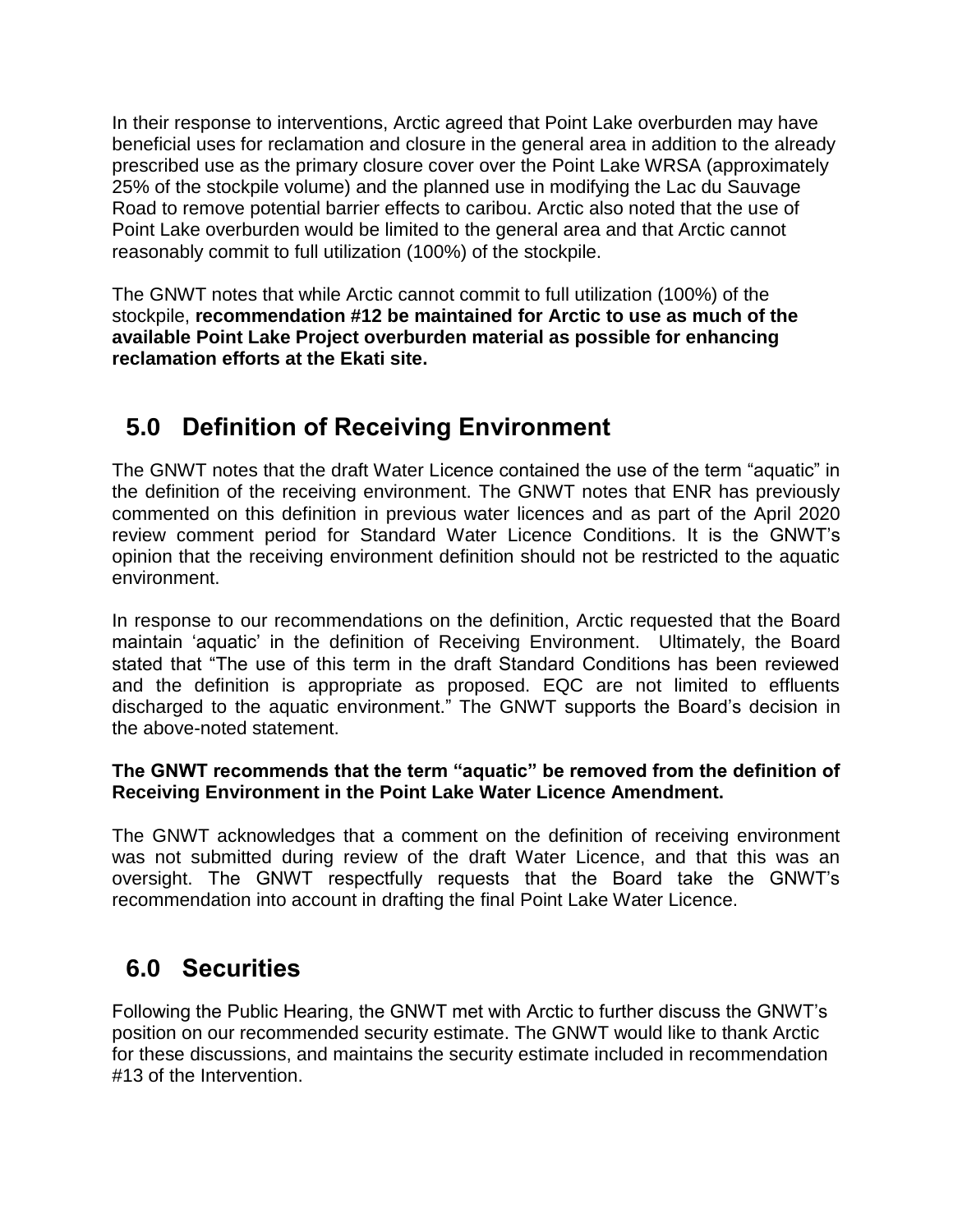In their response to interventions, Arctic agreed that Point Lake overburden may have beneficial uses for reclamation and closure in the general area in addition to the already prescribed use as the primary closure cover over the Point Lake WRSA (approximately 25% of the stockpile volume) and the planned use in modifying the Lac du Sauvage Road to remove potential barrier effects to caribou. Arctic also noted that the use of Point Lake overburden would be limited to the general area and that Arctic cannot reasonably commit to full utilization (100%) of the stockpile.

The GNWT notes that while Arctic cannot commit to full utilization (100%) of the stockpile, **recommendation #12 be maintained for Arctic to use as much of the available Point Lake Project overburden material as possible for enhancing reclamation efforts at the Ekati site.**

## 5.0 Definition of Receiving Environment

The GNWT notes that the draft Water Licence contained the use of the term "aquatic" in the definition of the receiving environment. The GNWT notes that ENR has previously commented on this definition in previous water licences and as part of the April 2020 review comment period for Standard Water Licence Conditions. It is the GNWT's opinion that the receiving environment definition should not be restricted to the aquatic environment.

In response to our recommendations on the definition, Arctic requested that the Board maintain 'aquatic' in the definition of Receiving Environment. Ultimately, the Board stated that "The use of this term in the draft Standard Conditions has been reviewed and the definition is appropriate as proposed. EQC are not limited to effluents discharged to the aquatic environment." The GNWT supports the Board's decision in the above-noted statement.

**The GNWT recommends that the term "aquatic" be removed from the definition of Receiving Environment in the Point Lake Water Licence Amendment.**

The GNWT acknowledges that a comment on the definition of receiving environment was not submitted during review of the draft Water Licence, and that this was an oversight. The GNWT respectfully requests that the Board take the GNWT's recommendation into account in drafting the final Point Lake Water Licence.

## 6.0 Securities

Following the Public Hearing, the GNWT met with Arctic to further discuss the GNWT's position on our recommended security estimate. The GNWT would like to thank Arctic for these discussions, and maintains the security estimate included in recommendation #13 of the Intervention.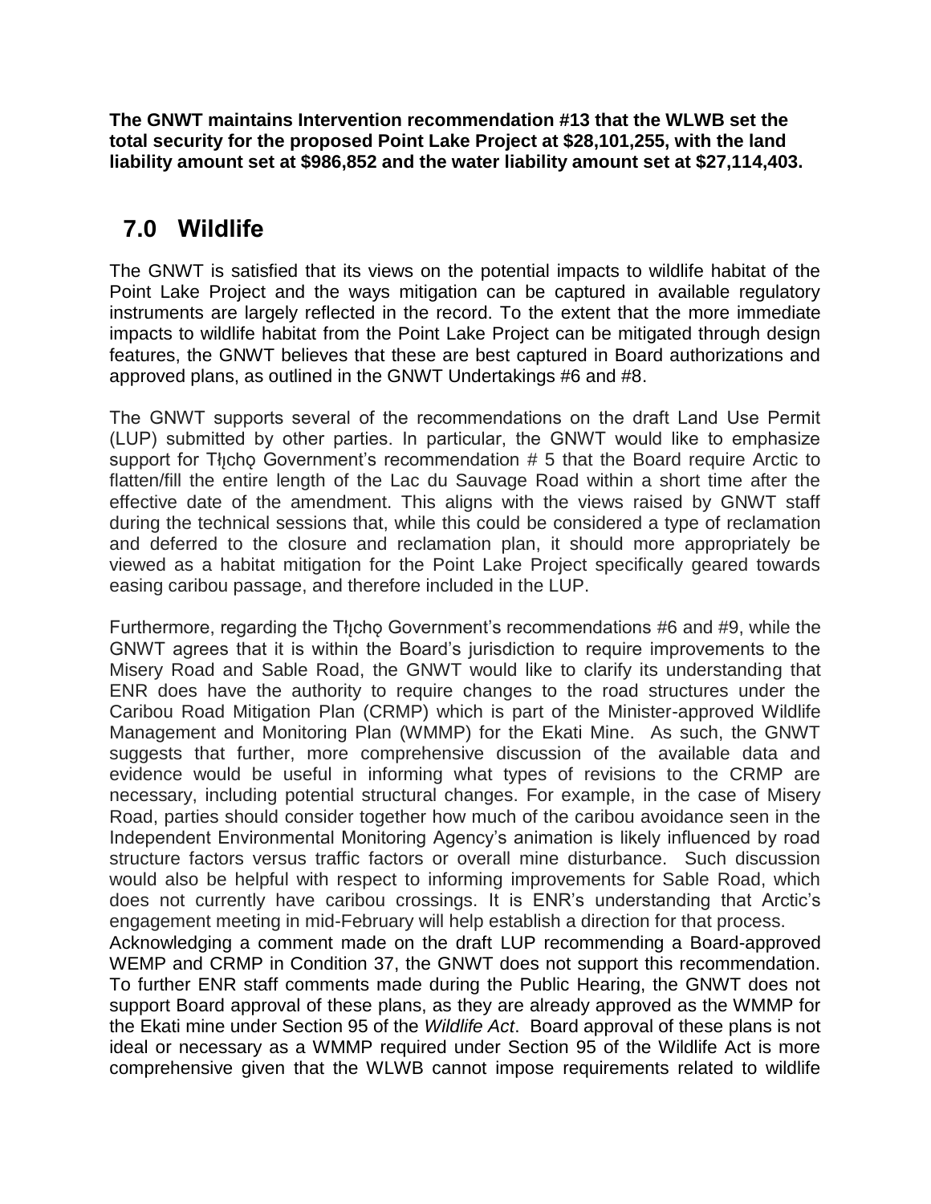**The GNWT maintains Intervention recommendation #13 that the WLWB set the total security for the proposed Point Lake Project at $28,101,255, with the land liability amount set at $986,852 and the water liability amount set at $27,114,403.**

## 7.0 Wildlife

The GNWT is satisfied that its views on the potential impacts to wildlife habitat of the Point Lake Project and the ways mitigation can be captured in available regulatory instruments are largely reflected in the record. To the extent that the more immediate impacts to wildlife habitat from the Point Lake Project can be mitigated through design features, the GNWT believes that these are best captured in Board authorizations and approved plans, as outlined in the GNWT Undertakings #6 and #8.

The GNWT supports several of the recommendations on the draft Land Use Permit (LUP) submitted by other parties. In particular, the GNWT would like to emphasize support for Tłı̨chǫ Government's recommendation # 5 that the Board require Arctic to flatten/fill the entire length of the Lac du Sauvage Road within a short time after the effective date of the amendment. This aligns with the views raised by GNWT staff during the technical sessions that, while this could be considered a type of reclamation and deferred to the closure and reclamation plan, it should more appropriately be viewed as a habitat mitigation for the Point Lake Project specifically geared towards easing caribou passage, and therefore included in the LUP.

Furthermore, regarding the Tłı̨chǫ Government's recommendations #6 and #9, while the GNWT agrees that it is within the Board's jurisdiction to require improvements to the Misery Road and Sable Road, the GNWT would like to clarify its understanding that ENR does have the authority to require changes to the road structures under the Caribou Road Mitigation Plan (CRMP) which is part of the Minister-approved Wildlife Management and Monitoring Plan (WMMP) for the Ekati Mine. As such, the GNWT suggests that further, more comprehensive discussion of the available data and evidence would be useful in informing what types of revisions to the CRMP are necessary, including potential structural changes. For example, in the case of Misery Road, parties should consider together how much of the caribou avoidance seen in the Independent Environmental Monitoring Agency's animation is likely influenced by road structure factors versus traffic factors or overall mine disturbance. Such discussion would also be helpful with respect to informing improvements for Sable Road, which does not currently have caribou crossings. It is ENR's understanding that Arctic's engagement meeting in mid-February will help establish a direction for that process.

Acknowledging a comment made on the draft LUP recommending a Board-approved WEMP and CRMP in Condition 37, the GNWT does not support this recommendation. To further ENR staff comments made during the Public Hearing, the GNWT does not support Board approval of these plans, as they are already approved as the WMMP for the Ekati mine under Section 95 of the *Wildlife Act*. Board approval of these plans is not ideal or necessary as a WMMP required under Section 95 of the Wildlife Act is more comprehensive given that the WLWB cannot impose requirements related to wildlife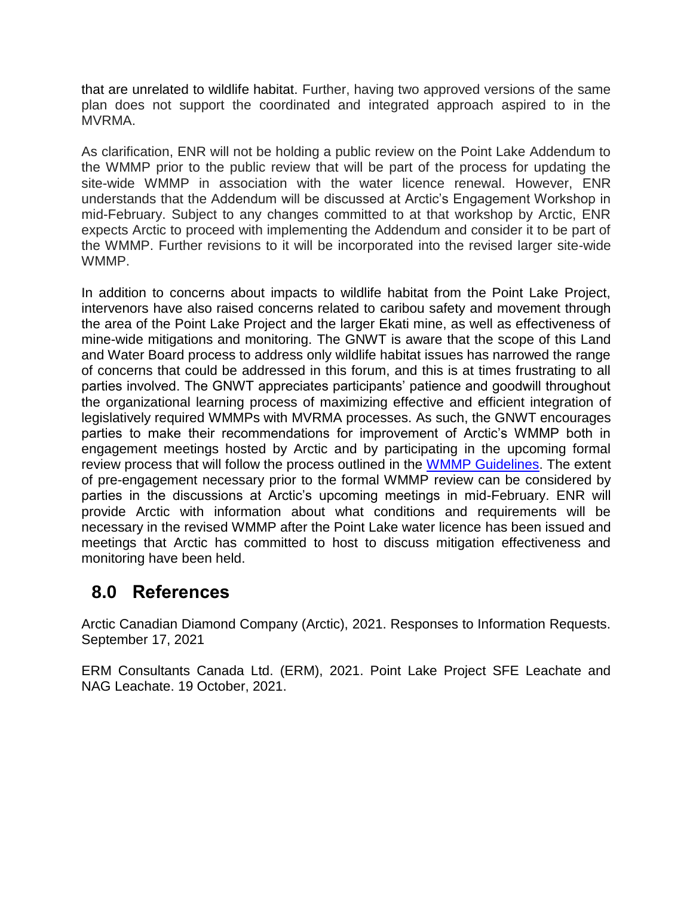that are unrelated to wildlife habitat. Further, having two approved versions of the same plan does not support the coordinated and integrated approach aspired to in the MVRMA.

As clarification, ENR will not be holding a public review on the Point Lake Addendum to the WMMP prior to the public review that will be part of the process for updating the site-wide WMMP in association with the water licence renewal. However, ENR understands that the Addendum will be discussed at Arctic's Engagement Workshop in mid-February. Subject to any changes committed to at that workshop by Arctic, ENR expects Arctic to proceed with implementing the Addendum and consider it to be part of the WMMP. Further revisions to it will be incorporated into the revised larger site-wide WMMP.

In addition to concerns about impacts to wildlife habitat from the Point Lake Project, intervenors have also raised concerns related to caribou safety and movement through the area of the Point Lake Project and the larger Ekati mine, as well as effectiveness of mine-wide mitigations and monitoring. The GNWT is aware that the scope of this Land and Water Board process to address only wildlife habitat issues has narrowed the range of concerns that could be addressed in this forum, and this is at times frustrating to all parties involved. The GNWT appreciates participants' patience and goodwill throughout the organizational learning process of maximizing effective and efficient integration of legislatively required WMMPs with MVRMA processes. As such, the GNWT encourages parties to make their recommendations for improvement of Arctic's WMMP both in engagement meetings hosted by Arctic and by participating in the upcoming formal review process that will follow the process outlined in the WMMP Guidelines. The extent of pre-engagement necessary prior to the formal WMMP review can be considered by parties in the discussions at Arctic's upcoming meetings in mid-February. ENR will provide Arctic with information about what conditions and requirements will be necessary in the revised WMMP after the Point Lake water licence has been issued and meetings that Arctic has committed to host to discuss mitigation effectiveness and monitoring have been held.

## 8.0 References

Arctic Canadian Diamond Company (Arctic), 2021. Responses to Information Requests. September 17, 2021

ERM Consultants Canada Ltd. (ERM), 2021. Point Lake Project SFE Leachate and NAG Leachate. 19 October, 2021.